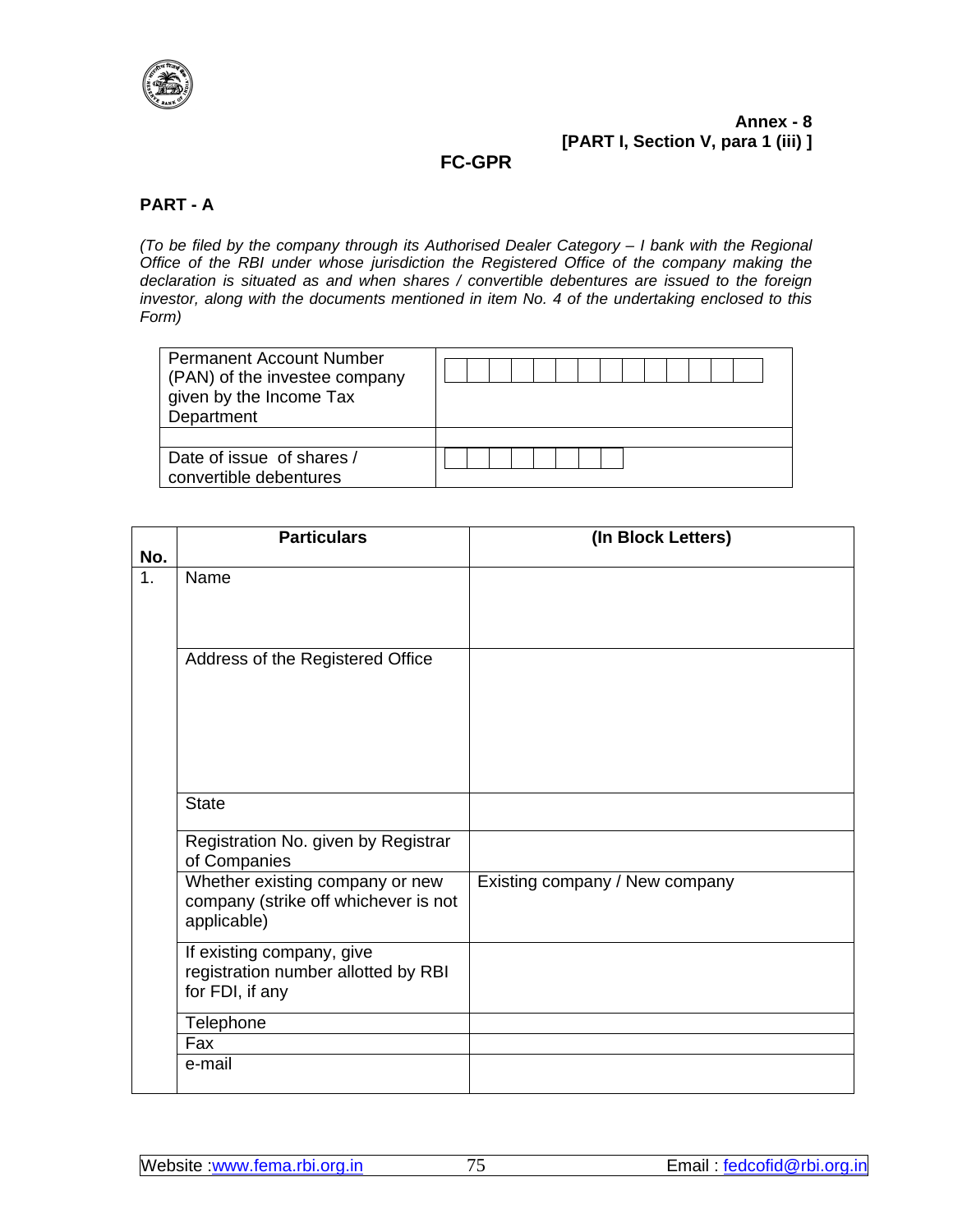**Annex - 8**
**[PART I, Section V, para 1 (iii) ]**

# FC-GPR

## PART - A

*(To be filed by the company through its Authorised Dealer Category – I bank with the Regional Office of the RBI under whose jurisdiction the Registered Office of the company making the declaration is situated as and when shares / convertible debentures are issued to the foreign investor, along with the documents mentioned in item No. 4 of the undertaking enclosed to this Form)*

| | |
|---|---|
| Permanent Account Number (PAN) of the investee company given by the Income Tax Department | |
| | |
| Date of issue of shares / convertible debentures | |

| No. | Particulars | (In Block Letters) |
|---|---|---|
| 1. | Name | |
| | Address of the Registered Office | |
| | State | |
| | Registration No. given by Registrar of Companies | |
| | Whether existing company or new company (strike off whichever is not applicable) | Existing company / New company |
| | If existing company, give registration number allotted by RBI for FDI, if any | |
| | Telephone | |
| | Fax | |
| | e-mail | |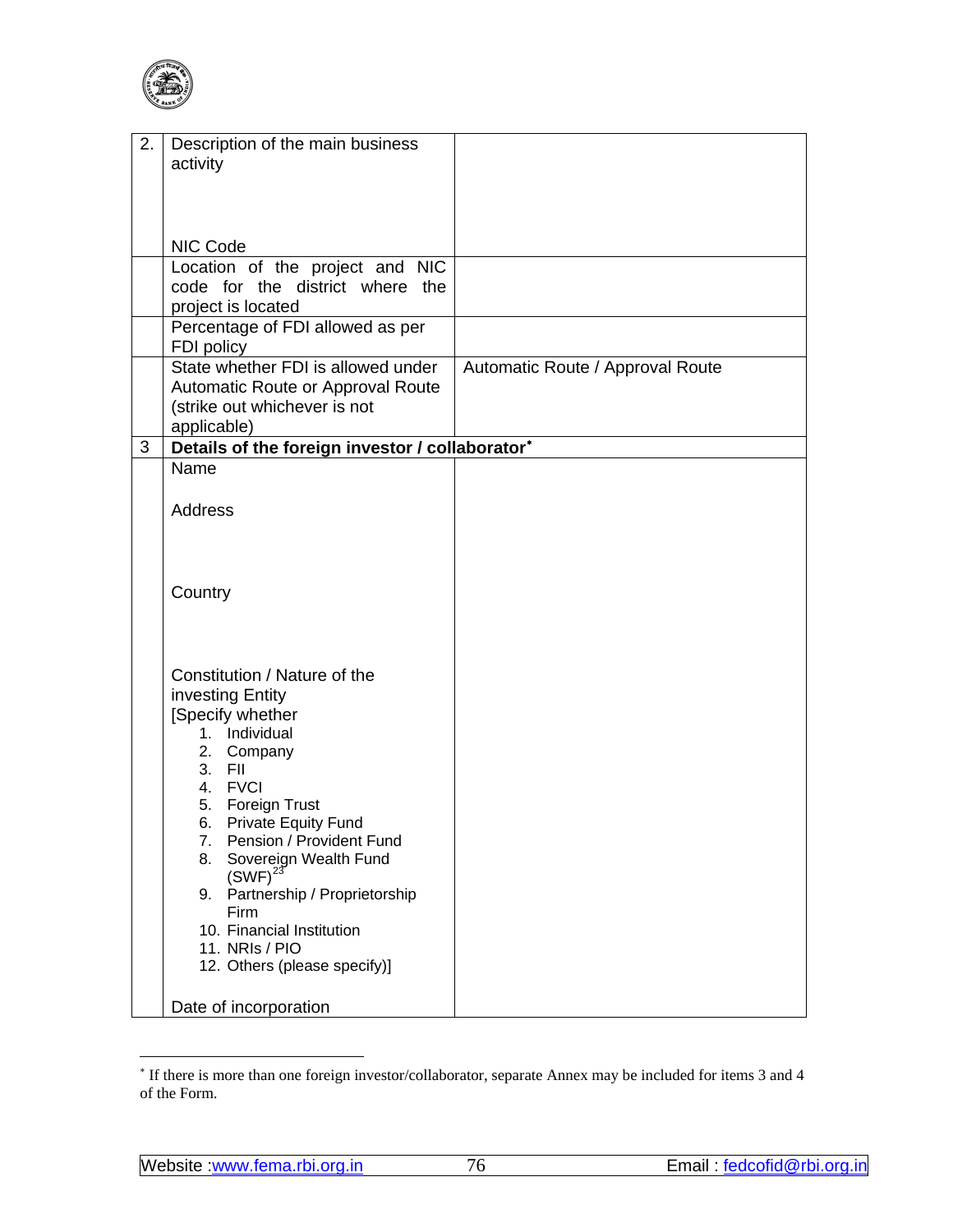| 2. | Description of the main business activity<br><br>NIC Code | |
|---|---|---|
| | Location of the project and NIC code for the district where the project is located | |
| | Percentage of FDI allowed as per FDI policy | |
| | State whether FDI is allowed under Automatic Route or Approval Route (strike out whichever is not applicable) | Automatic Route / Approval Route |
| 3 | **Details of the foreign investor / collaborator*** | |
| | Name<br><br>Address<br><br>Country<br><br>Constitution / Nature of the investing Entity<br>[Specify whether<br>1. Individual<br>2. Company<br>3. FII<br>4. FVCI<br>5. Foreign Trust<br>6. Private Equity Fund<br>7. Pension / Provident Fund<br>8. Sovereign Wealth Fund (SWF)[23]<br>9. Partnership / Proprietorship Firm<br>10. Financial Institution<br>11. NRIs / PIO<br>12. Others (please specify)]<br><br>Date of incorporation | |

* If there is more than one foreign investor/collaborator, separate Annex may be included for items 3 and 4 of the Form.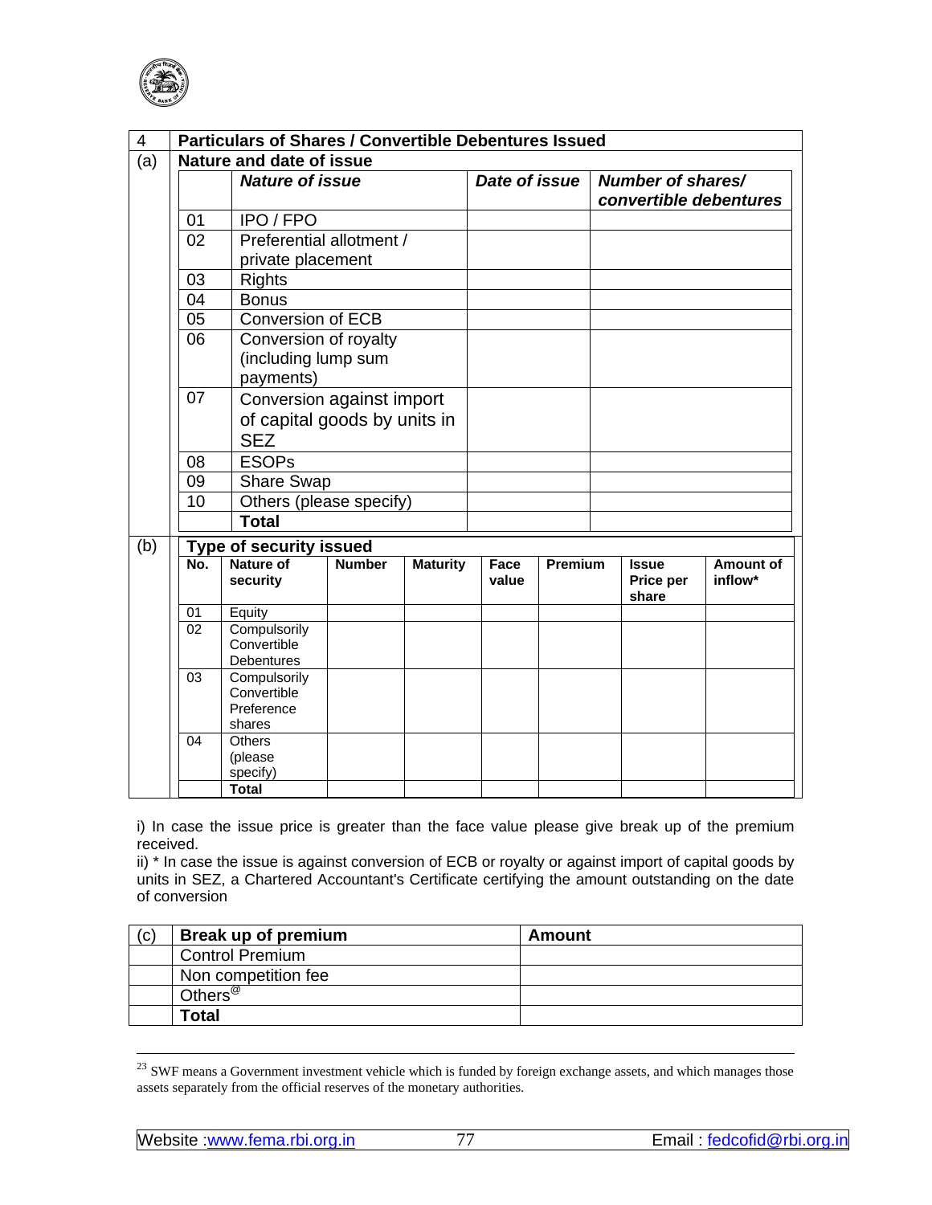| 4 | Particulars of Shares / Convertible Debentures Issued | | |
|---|---|---|---|
| (a) | **Nature and date of issue** | | |
| | ***Nature of issue*** | ***Date of issue*** | ***Number of shares/ convertible debentures*** |
| 01 | IPO / FPO | | |
| 02 | Preferential allotment / private placement | | |
| 03 | Rights | | |
| 04 | Bonus | | |
| 05 | Conversion of ECB | | |
| 06 | Conversion of royalty (including lump sum payments) | | |
| 07 | Conversion against import of capital goods by units in SEZ | | |
| 08 | ESOPs | | |
| 09 | Share Swap | | |
| 10 | Others (please specify) | | |
| | **Total** | | |

| (b) | Type of security issued | | | | | | |
|---|---|---|---|---|---|---|---|
| **No.** | **Nature of security** | **Number** | **Maturity** | **Face value** | **Premium** | **Issue Price per share** | **Amount of inflow*** |
| 01 | Equity | | | | | | |
| 02 | Compulsorily Convertible Debentures | | | | | | |
| 03 | Compulsorily Convertible Preference shares | | | | | | |
| 04 | Others (please specify) | | | | | | |
| | **Total** | | | | | | |

i) In case the issue price is greater than the face value please give break up of the premium received.

ii) * In case the issue is against conversion of ECB or royalty or against import of capital goods by units in SEZ, a Chartered Accountant's Certificate certifying the amount outstanding on the date of conversion

| (c) | **Break up of premium** | **Amount** |
|---|---|---|
| | Control Premium | |
| | Non competition fee | |
| | Others[@] | |
| | **Total** | |

---

[23] SWF means a Government investment vehicle which is funded by foreign exchange assets, and which manages those assets separately from the official reserves of the monetary authorities.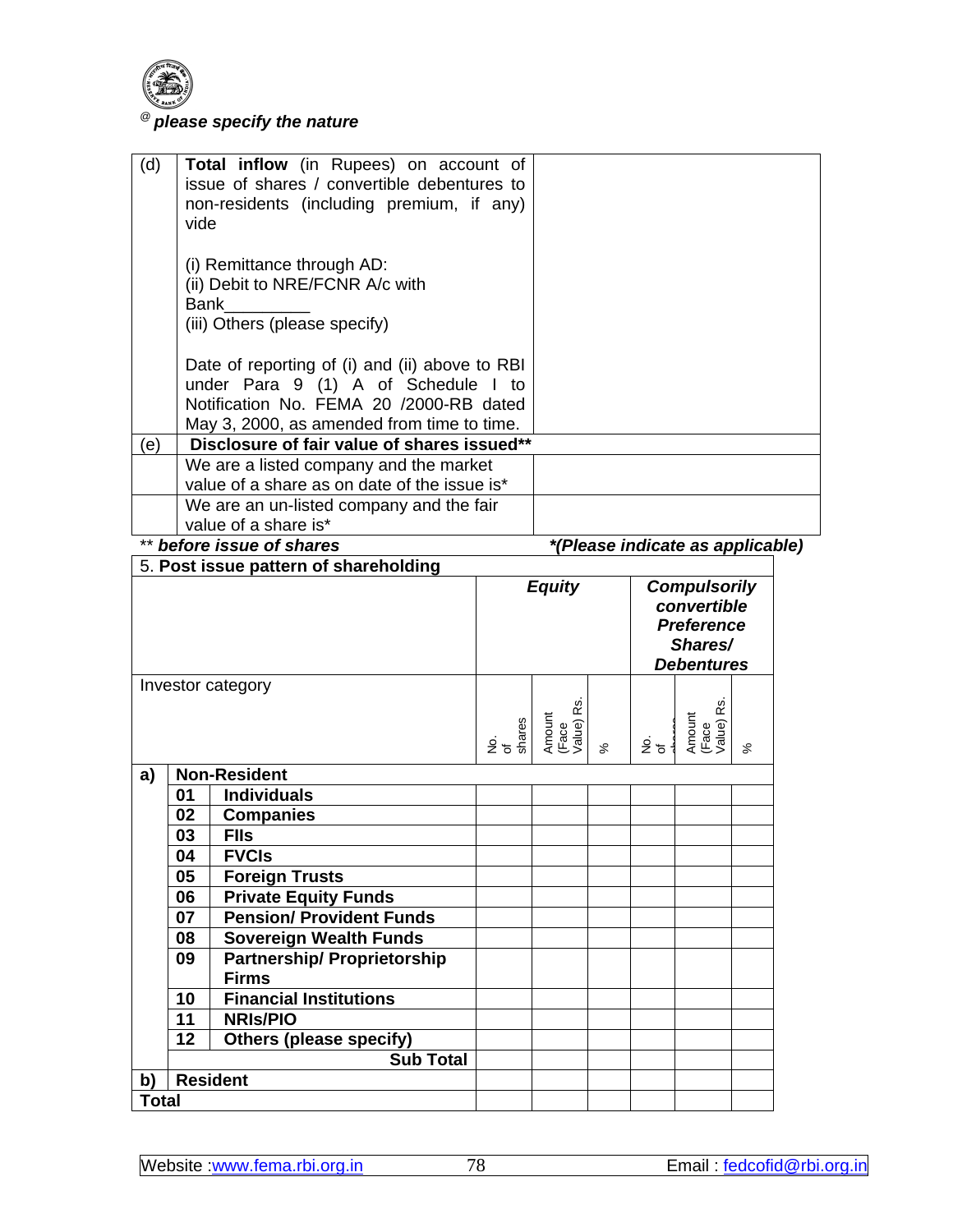[@] *please specify the nature*

| | | |
|---|---|---|
| (d) | **Total inflow** (in Rupees) on account of issue of shares / convertible debentures to non-residents (including premium, if any) vide<br><br>(i) Remittance through AD:<br>(ii) Debit to NRE/FCNR A/c with Bank_________<br>(iii) Others (please specify)<br><br>Date of reporting of (i) and (ii) above to RBI under Para 9 (1) A of Schedule I to Notification No. FEMA 20 /2000-RB dated May 3, 2000, as amended from time to time. | |
| (e) | **Disclosure of fair value of shares issued\*\*** | |
| | We are a listed company and the market value of a share as on date of the issue is* | |
| | We are an un-listed company and the fair value of a share is* | |

\*\* ***before issue of shares*** ***\*(Please indicate as applicable)***

5. **Post issue pattern of shareholding**

| Investor category | | | ***Equity*** | | | ***Compulsorily convertible Preference Shares/ Debentures*** | | |
|---|---|---|---|---|---|---|---|---|
| | | | No. of shares | Amount (Face Value) Rs. | % | No. of shares | Amount (Face Value) Rs. | % |
| **a)** | **Non-Resident** | | | | | | | |
| | **01** | **Individuals** | | | | | | |
| | **02** | **Companies** | | | | | | |
| | **03** | **FIIs** | | | | | | |
| | **04** | **FVCIs** | | | | | | |
| | **05** | **Foreign Trusts** | | | | | | |
| | **06** | **Private Equity Funds** | | | | | | |
| | **07** | **Pension/ Provident Funds** | | | | | | |
| | **08** | **Sovereign Wealth Funds** | | | | | | |
| | **09** | **Partnership/ Proprietorship Firms** | | | | | | |
| | **10** | **Financial Institutions** | | | | | | |
| | **11** | **NRIs/PIO** | | | | | | |
| | **12** | **Others (please specify)** | | | | | | |
| | | **Sub Total** | | | | | | |
| **b)** | **Resident** | | | | | | | |
| **Total** | | | | | | | | |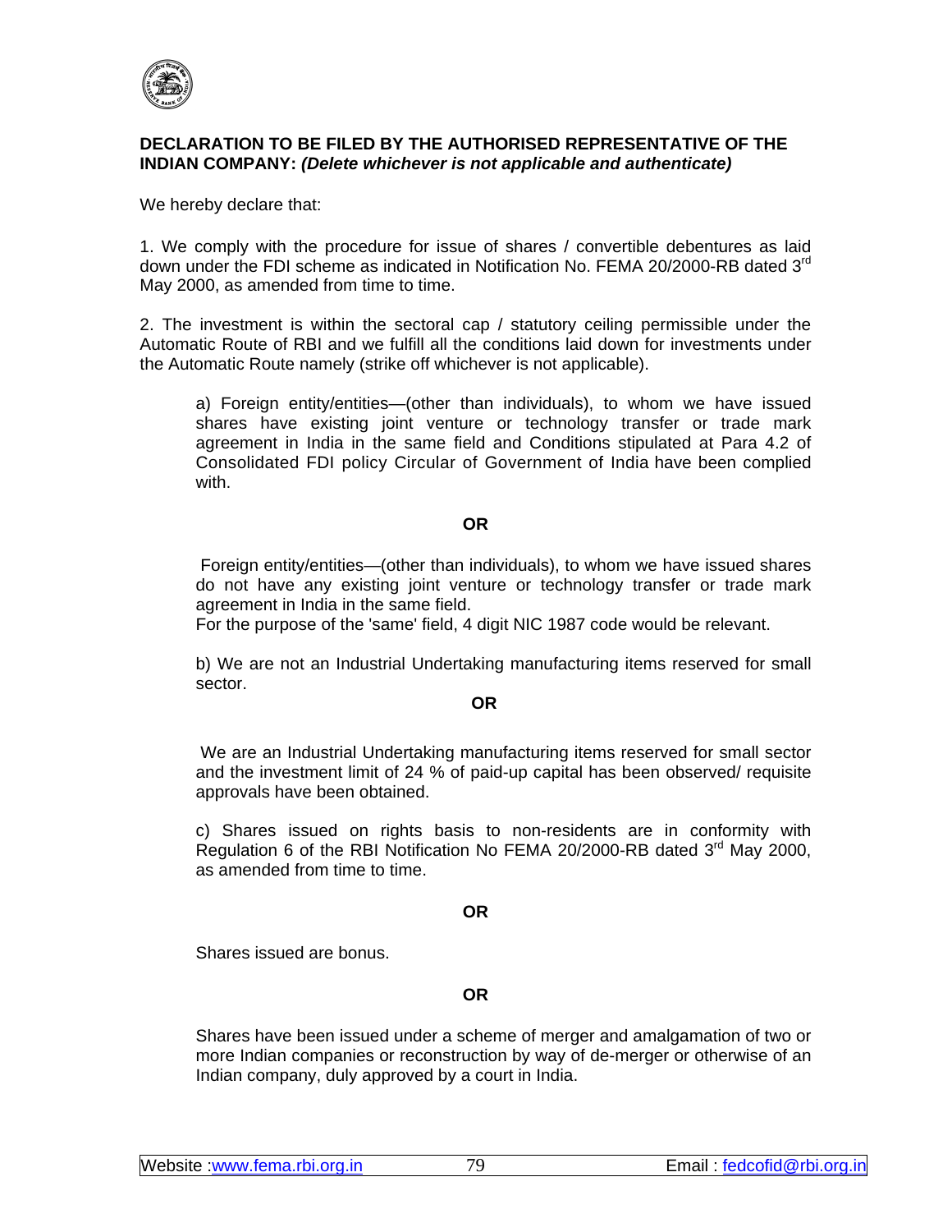**DECLARATION TO BE FILED BY THE AUTHORISED REPRESENTATIVE OF THE INDIAN COMPANY:** ***(Delete whichever is not applicable and authenticate)***

We hereby declare that:

1. We comply with the procedure for issue of shares / convertible debentures as laid down under the FDI scheme as indicated in Notification No. FEMA 20/2000-RB dated 3rd May 2000, as amended from time to time.

2. The investment is within the sectoral cap / statutory ceiling permissible under the Automatic Route of RBI and we fulfill all the conditions laid down for investments under the Automatic Route namely (strike off whichever is not applicable).

a) Foreign entity/entities—(other than individuals), to whom we have issued shares have existing joint venture or technology transfer or trade mark agreement in India in the same field and Conditions stipulated at Para 4.2 of Consolidated FDI policy Circular of Government of India have been complied with.

**OR**

Foreign entity/entities—(other than individuals), to whom we have issued shares do not have any existing joint venture or technology transfer or trade mark agreement in India in the same field.
For the purpose of the 'same' field, 4 digit NIC 1987 code would be relevant.

b) We are not an Industrial Undertaking manufacturing items reserved for small sector.

**OR**

We are an Industrial Undertaking manufacturing items reserved for small sector and the investment limit of 24 % of paid-up capital has been observed/ requisite approvals have been obtained.

c) Shares issued on rights basis to non-residents are in conformity with Regulation 6 of the RBI Notification No FEMA 20/2000-RB dated 3rd May 2000, as amended from time to time.

**OR**

Shares issued are bonus.

**OR**

Shares have been issued under a scheme of merger and amalgamation of two or more Indian companies or reconstruction by way of de-merger or otherwise of an Indian company, duly approved by a court in India.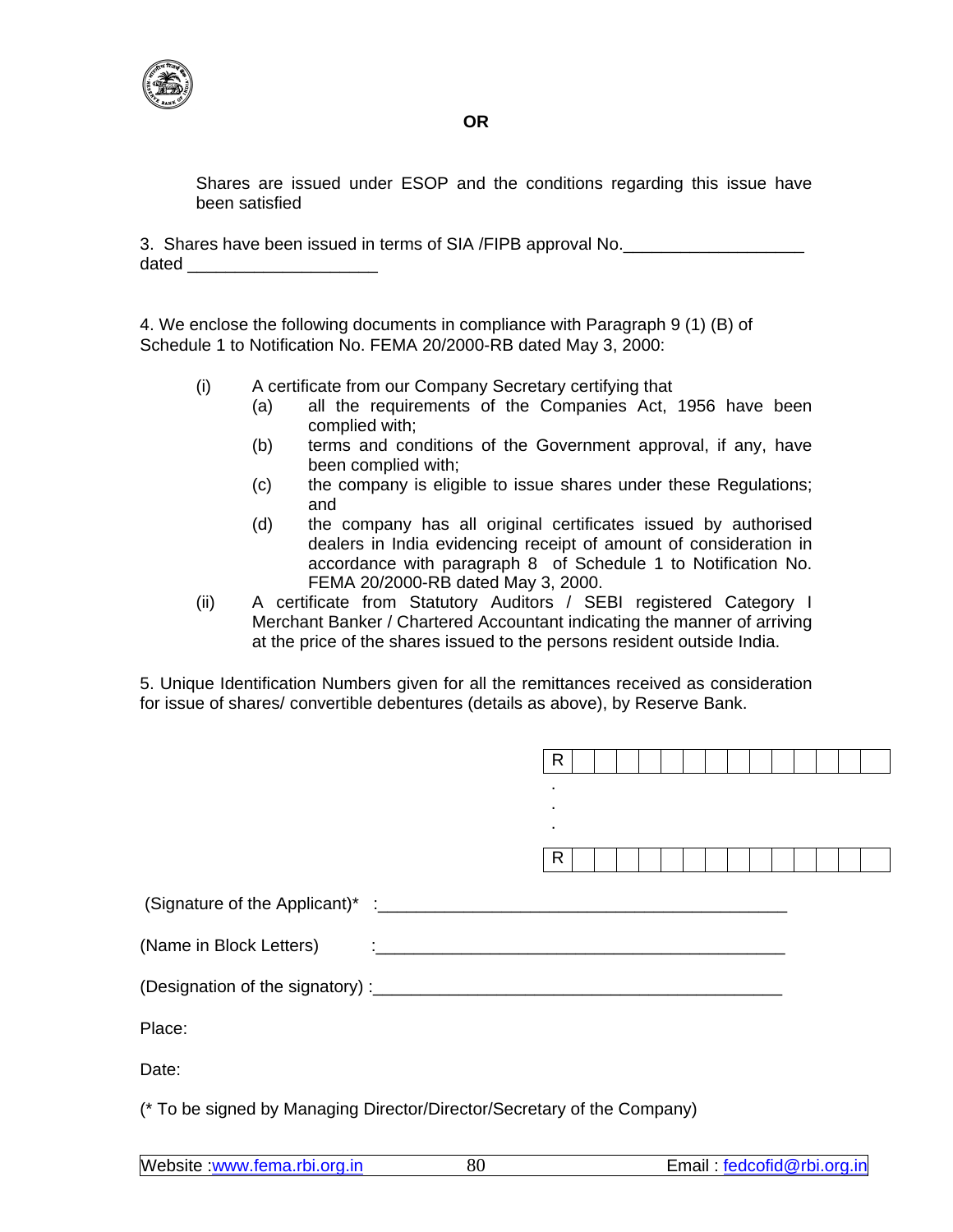**OR**

Shares are issued under ESOP and the conditions regarding this issue have been satisfied

3. Shares have been issued in terms of SIA /FIPB approval No.___________________ dated ____________________

4. We enclose the following documents in compliance with Paragraph 9 (1) (B) of Schedule 1 to Notification No. FEMA 20/2000-RB dated May 3, 2000:

(i) A certificate from our Company Secretary certifying that
  - (a) all the requirements of the Companies Act, 1956 have been complied with;
  - (b) terms and conditions of the Government approval, if any, have been complied with;
  - (c) the company is eligible to issue shares under these Regulations; and
  - (d) the company has all original certificates issued by authorised dealers in India evidencing receipt of amount of consideration in accordance with paragraph 8 of Schedule 1 to Notification No. FEMA 20/2000-RB dated May 3, 2000.

(ii) A certificate from Statutory Auditors / SEBI registered Category I Merchant Banker / Chartered Accountant indicating the manner of arriving at the price of the shares issued to the persons resident outside India.

5. Unique Identification Numbers given for all the remittances received as consideration for issue of shares/ convertible debentures (details as above), by Reserve Bank.

| R | | | | | | | | | | | | | | |
|---|---|---|---|---|---|---|---|---|---|---|---|---|---|---|

.
.
.

| R | | | | | | | | | | | | | | |
|---|---|---|---|---|---|---|---|---|---|---|---|---|---|---|

(Signature of the Applicant)* :____________________________________________

(Name in Block Letters) :____________________________________________

(Designation of the signatory) :____________________________________________

Place:

Date:

(* To be signed by Managing Director/Director/Secretary of the Company)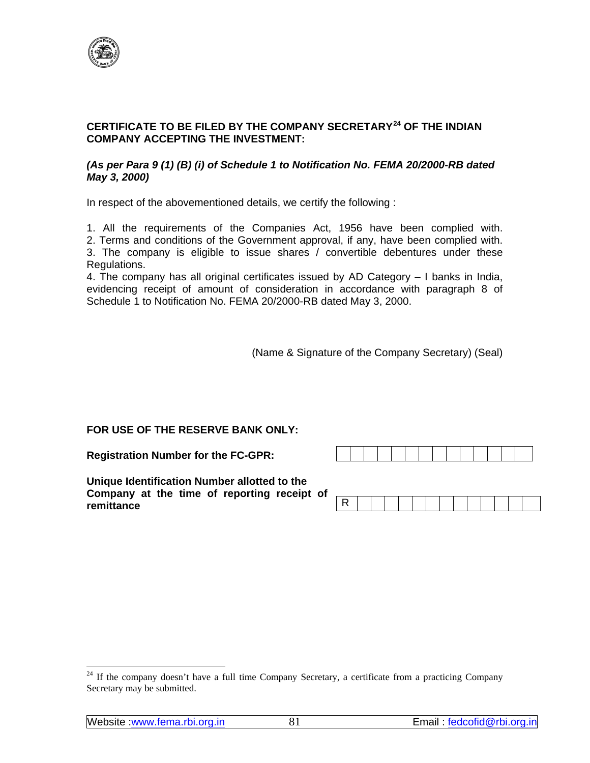**CERTIFICATE TO BE FILED BY THE COMPANY SECRETARY[24] OF THE INDIAN COMPANY ACCEPTING THE INVESTMENT:**

***(As per Para 9 (1) (B) (i) of Schedule 1 to Notification No. FEMA 20/2000-RB dated May 3, 2000)***

In respect of the abovementioned details, we certify the following :

1. All the requirements of the Companies Act, 1956 have been complied with.
2. Terms and conditions of the Government approval, if any, have been complied with.
3. The company is eligible to issue shares / convertible debentures under these Regulations.
4. The company has all original certificates issued by AD Category – I banks in India, evidencing receipt of amount of consideration in accordance with paragraph 8 of Schedule 1 to Notification No. FEMA 20/2000-RB dated May 3, 2000.

(Name & Signature of the Company Secretary) (Seal)

**FOR USE OF THE RESERVE BANK ONLY:**

| | |
|---|---|
| **Registration Number for the FC-GPR:** | |
| **Unique Identification Number allotted to the Company at the time of reporting receipt of remittance** | R |

[24] If the company doesn't have a full time Company Secretary, a certificate from a practicing Company Secretary may be submitted.